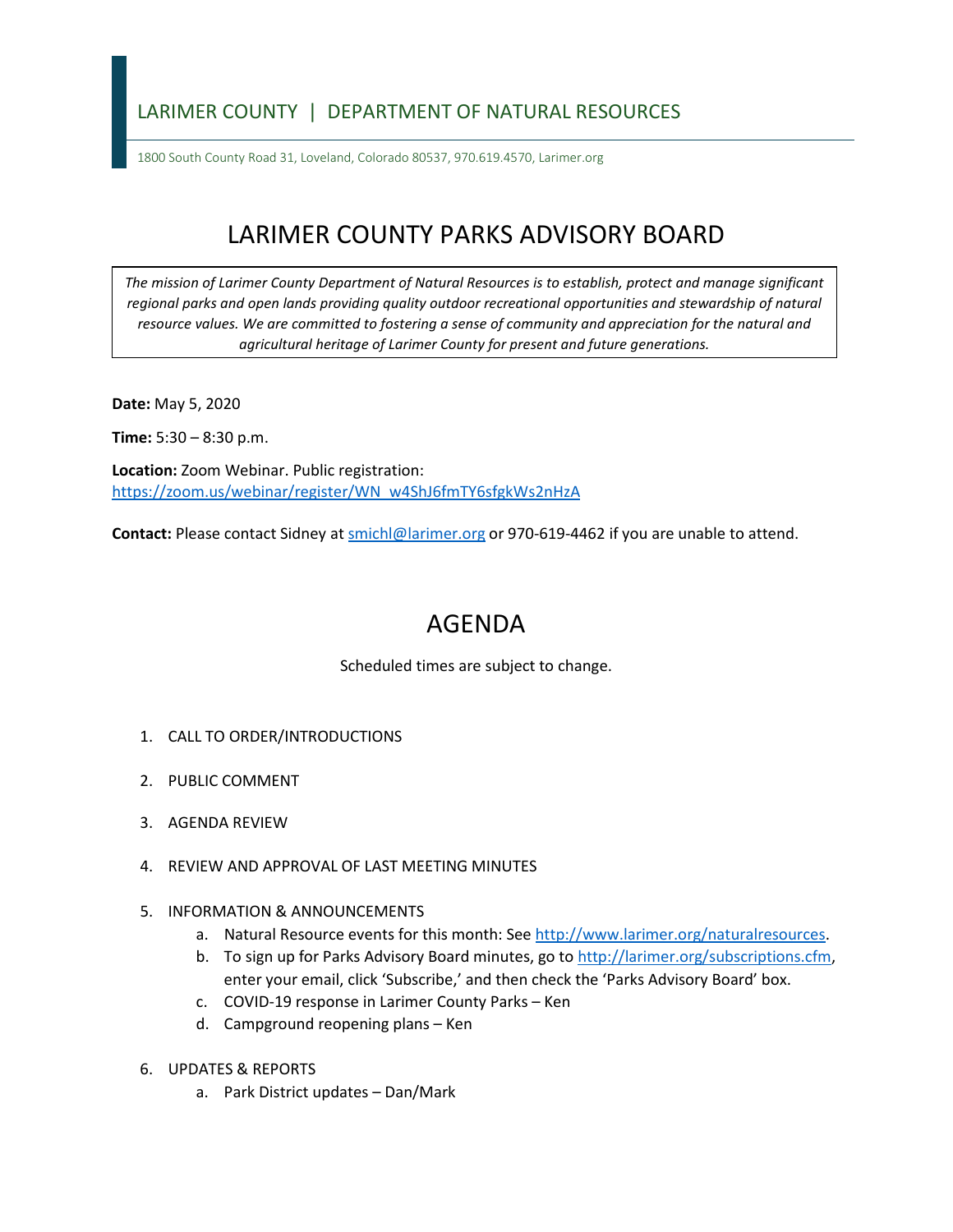LARIMER COUNTY | DEPARTMENT OF NATURAL RESOURCES

1800 South County Road 31, Loveland, Colorado 80537, 970.619.4570, Larimer.org

# LARIMER COUNTY PARKS ADVISORY BOARD

*The mission of Larimer County Department of Natural Resources is to establish, protect and manage significant regional parks and open lands providing quality outdoor recreational opportunities and stewardship of natural resource values. We are committed to fostering a sense of community and appreciation for the natural and agricultural heritage of Larimer County for present and future generations.*

**Date:** May 5, 2020

**Time:** 5:30 – 8:30 p.m.

**Location:** Zoom Webinar. Public registration: https://zoom.us/webinar/register/WN_w4ShJ6fmTY6sfgkWs2nHzA

**Contact:** Please contact Sidney at smichl@larimer.org or 970-619-4462 if you are unable to attend.

# AGENDA

Scheduled times are subject to change.

1. CALL TO ORDER/INTRODUCTIONS
2. PUBLIC COMMENT
3. AGENDA REVIEW
4. REVIEW AND APPROVAL OF LAST MEETING MINUTES
5. INFORMATION & ANNOUNCEMENTS
   a. Natural Resource events for this month: See http://www.larimer.org/naturalresources.
   b. To sign up for Parks Advisory Board minutes, go to http://larimer.org/subscriptions.cfm, enter your email, click 'Subscribe,' and then check the 'Parks Advisory Board' box.
   c. COVID-19 response in Larimer County Parks – Ken
   d. Campground reopening plans – Ken
6. UPDATES & REPORTS
   a. Park District updates – Dan/Mark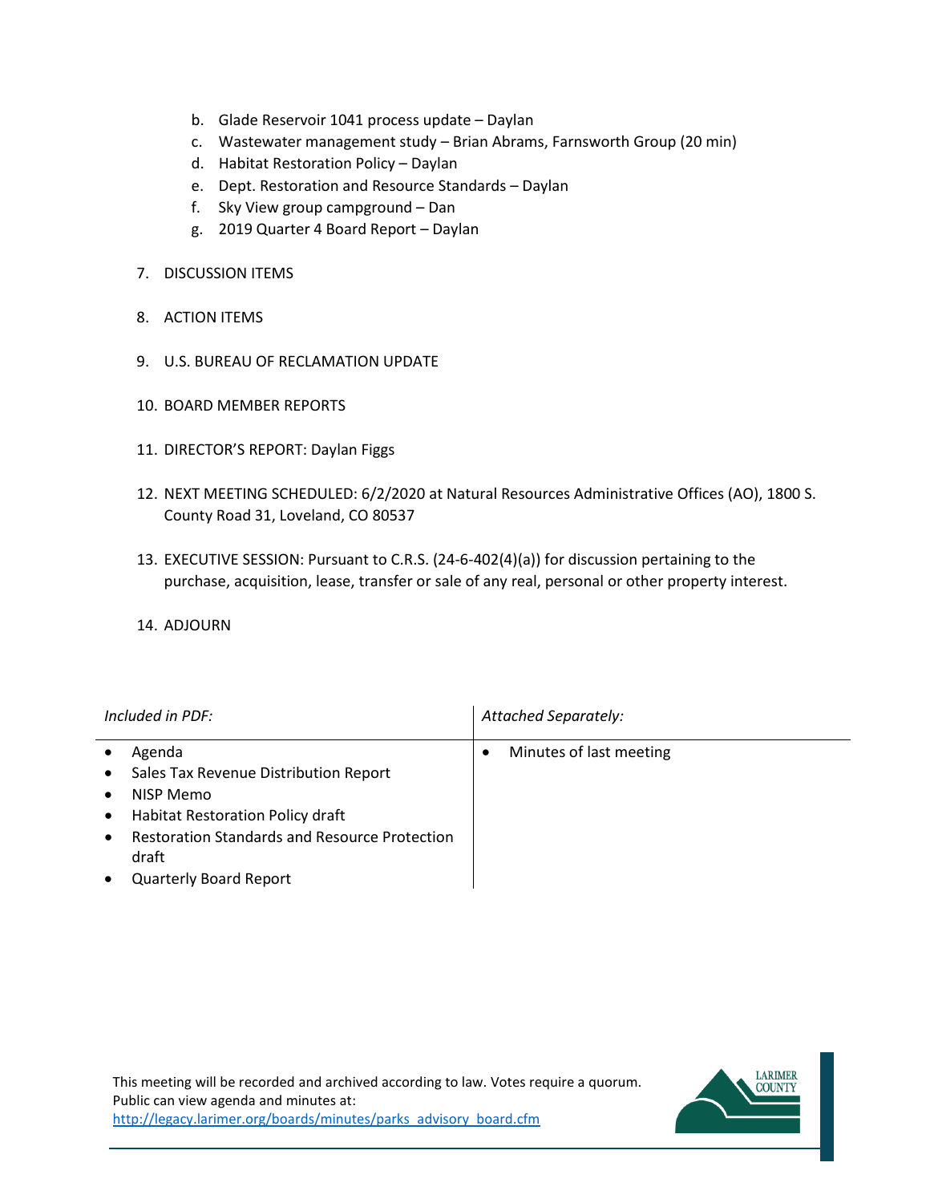b. Glade Reservoir 1041 process update – Daylan
c. Wastewater management study – Brian Abrams, Farnsworth Group (20 min)
d. Habitat Restoration Policy – Daylan
e. Dept. Restoration and Resource Standards – Daylan
f. Sky View group campground – Dan
g. 2019 Quarter 4 Board Report – Daylan

7. DISCUSSION ITEMS

8. ACTION ITEMS

9. U.S. BUREAU OF RECLAMATION UPDATE

10. BOARD MEMBER REPORTS

11. DIRECTOR'S REPORT: Daylan Figgs

12. NEXT MEETING SCHEDULED: 6/2/2020 at Natural Resources Administrative Offices (AO), 1800 S. County Road 31, Loveland, CO 80537

13. EXECUTIVE SESSION: Pursuant to C.R.S. (24-6-402(4)(a)) for discussion pertaining to the purchase, acquisition, lease, transfer or sale of any real, personal or other property interest.

14. ADJOURN

| *Included in PDF:* | *Attached Separately:* |
|---|---|
| • Agenda<br>• Sales Tax Revenue Distribution Report<br>• NISP Memo<br>• Habitat Restoration Policy draft<br>• Restoration Standards and Resource Protection draft<br>• Quarterly Board Report | • Minutes of last meeting |

This meeting will be recorded and archived according to law. Votes require a quorum.
Public can view agenda and minutes at:
http://legacy.larimer.org/boards/minutes/parks_advisory_board.cfm

LARIMER COUNTY